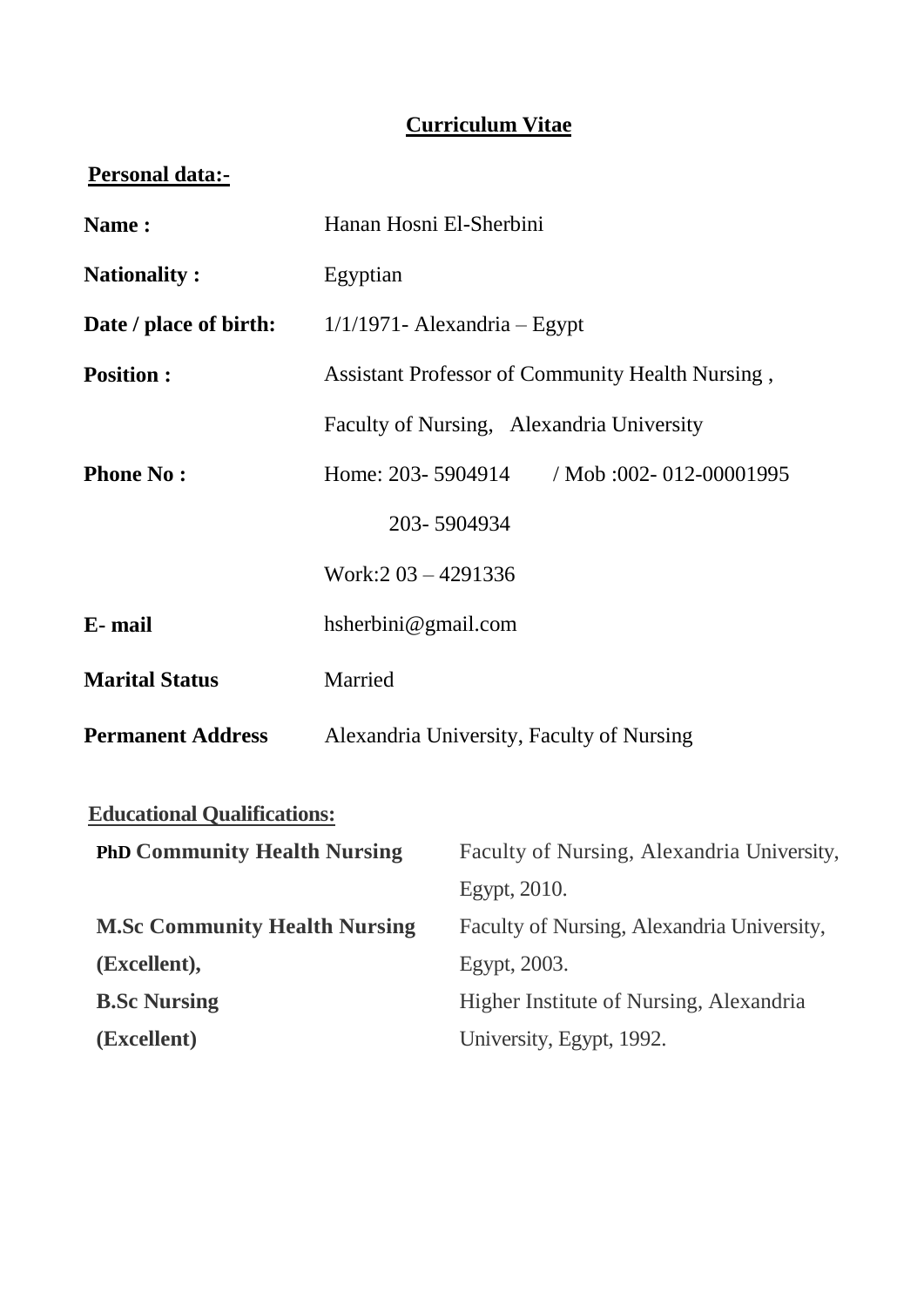# Curriculum Vitae

## Personal data:-

| | |
|---|---|
| **Name :** | Hanan Hosni El-Sherbini |
| **Nationality :** | Egyptian |
| **Date / place of birth:** | 1/1/1971- Alexandria – Egypt |
| **Position :** | Assistant Professor of Community Health Nursing , Faculty of Nursing, Alexandria University |
| **Phone No :** | Home: 203- 5904914 / Mob :002- 012-00001995<br>203- 5904934<br>Work:2 03 – 4291336 |
| **E- mail** | hsherbini@gmail.com |
| **Marital Status** | Married |
| **Permanent Address** | Alexandria University, Faculty of Nursing |

## Educational Qualifications:

| | |
|---|---|
| **PhD Community Health Nursing** | Faculty of Nursing, Alexandria University, Egypt, 2010. |
| **M.Sc Community Health Nursing (Excellent),** | Faculty of Nursing, Alexandria University, Egypt, 2003. |
| **B.Sc Nursing (Excellent)** | Higher Institute of Nursing, Alexandria University, Egypt, 1992. |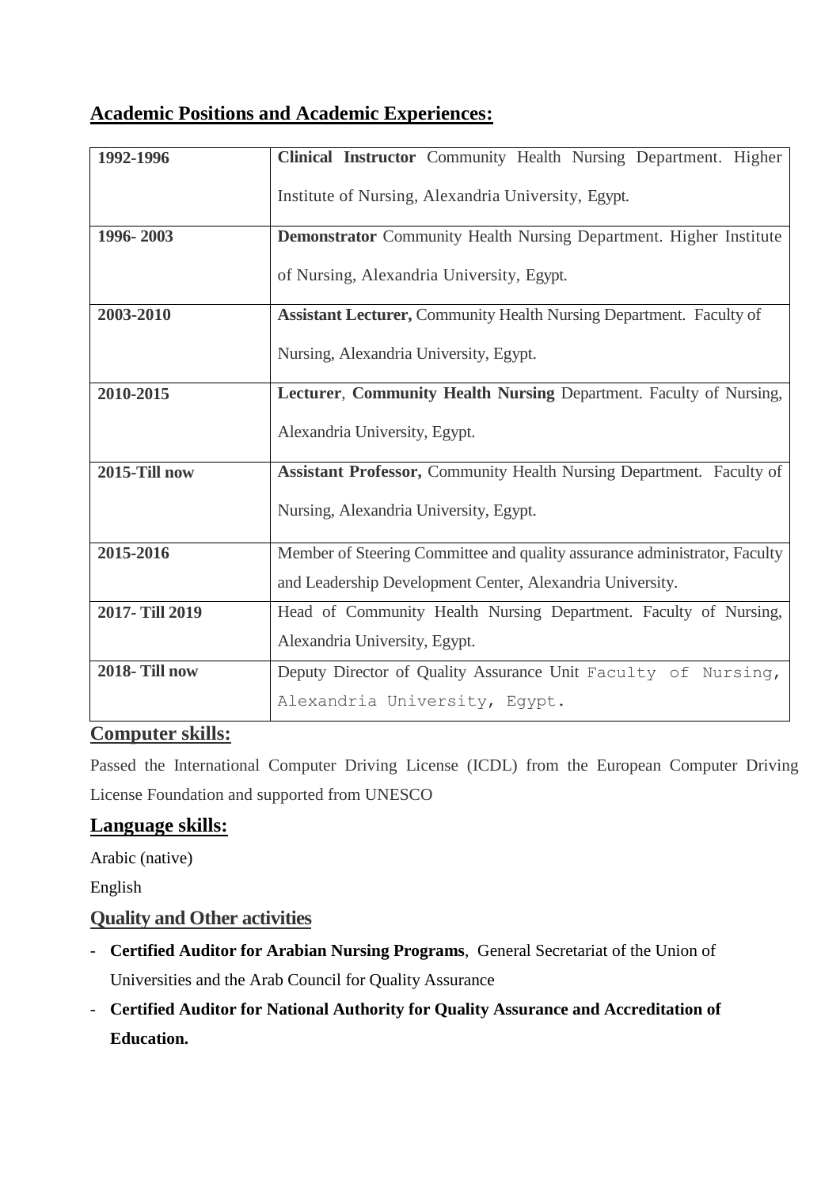## Academic Positions and Academic Experiences:

| | |
|---|---|
| **1992-1996** | **Clinical Instructor** Community Health Nursing Department. Higher Institute of Nursing, Alexandria University, Egypt. |
| **1996- 2003** | **Demonstrator** Community Health Nursing Department. Higher Institute of Nursing, Alexandria University, Egypt. |
| **2003-2010** | **Assistant Lecturer,** Community Health Nursing Department. Faculty of Nursing, Alexandria University, Egypt. |
| **2010-2015** | **Lecturer**, **Community Health Nursing** Department. Faculty of Nursing, Alexandria University, Egypt. |
| **2015-Till now** | **Assistant Professor,** Community Health Nursing Department. Faculty of Nursing, Alexandria University, Egypt. |
| **2015-2016** | Member of Steering Committee and quality assurance administrator, Faculty and Leadership Development Center, Alexandria University. |
| **2017- Till 2019** | Head of Community Health Nursing Department. Faculty of Nursing, Alexandria University, Egypt. |
| **2018- Till now** | Deputy Director of Quality Assurance Unit Faculty of Nursing, Alexandria University, Egypt. |

## Computer skills:

Passed the International Computer Driving License (ICDL) from the European Computer Driving License Foundation and supported from UNESCO

## Language skills:

Arabic (native)

English

## Quality and Other activities

- **Certified Auditor for Arabian Nursing Programs**, General Secretariat of the Union of Universities and the Arab Council for Quality Assurance
- **Certified Auditor for National Authority for Quality Assurance and Accreditation of Education.**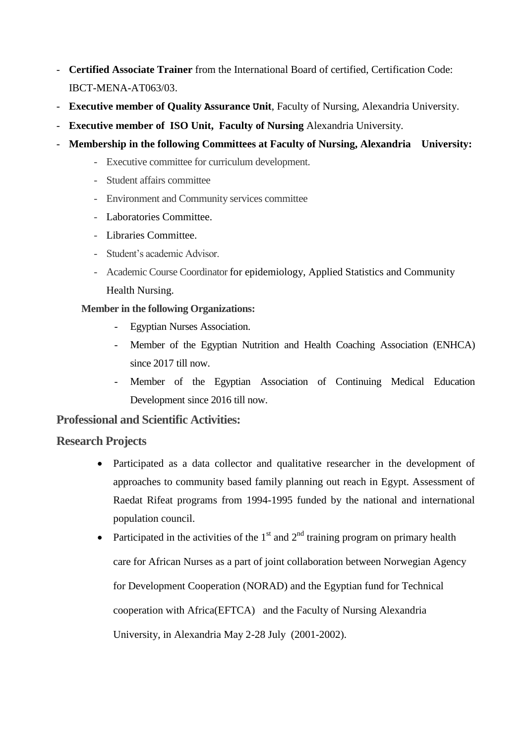- **Certified Associate Trainer** from the International Board of certified, Certification Code: IBCT-MENA-AT063/03.
- **Executive member of Quality Assurance Unit**, Faculty of Nursing, Alexandria University.
- **Executive member of ISO Unit, Faculty of Nursing** Alexandria University.
- **Membership in the following Committees at Faculty of Nursing, Alexandria University:**
  - Executive committee for curriculum development.
  - Student affairs committee
  - Environment and Community services committee
  - Laboratories Committee.
  - Libraries Committee.
  - Student's academic Advisor.
  - Academic Course Coordinator for epidemiology, Applied Statistics and Community Health Nursing.

**Member in the following Organizations:**

- Egyptian Nurses Association.
- Member of the Egyptian Nutrition and Health Coaching Association (ENHCA) since 2017 till now.
- Member of the Egyptian Association of Continuing Medical Education Development since 2016 till now.

## Professional and Scientific Activities:

## Research Projects

- Participated as a data collector and qualitative researcher in the development of approaches to community based family planning out reach in Egypt. Assessment of Raedat Rifeat programs from 1994-1995 funded by the national and international population council.
- Participated in the activities of the 1st and 2nd training program on primary health care for African Nurses as a part of joint collaboration between Norwegian Agency for Development Cooperation (NORAD) and the Egyptian fund for Technical cooperation with Africa(EFTCA) and the Faculty of Nursing Alexandria University, in Alexandria May 2-28 July (2001-2002).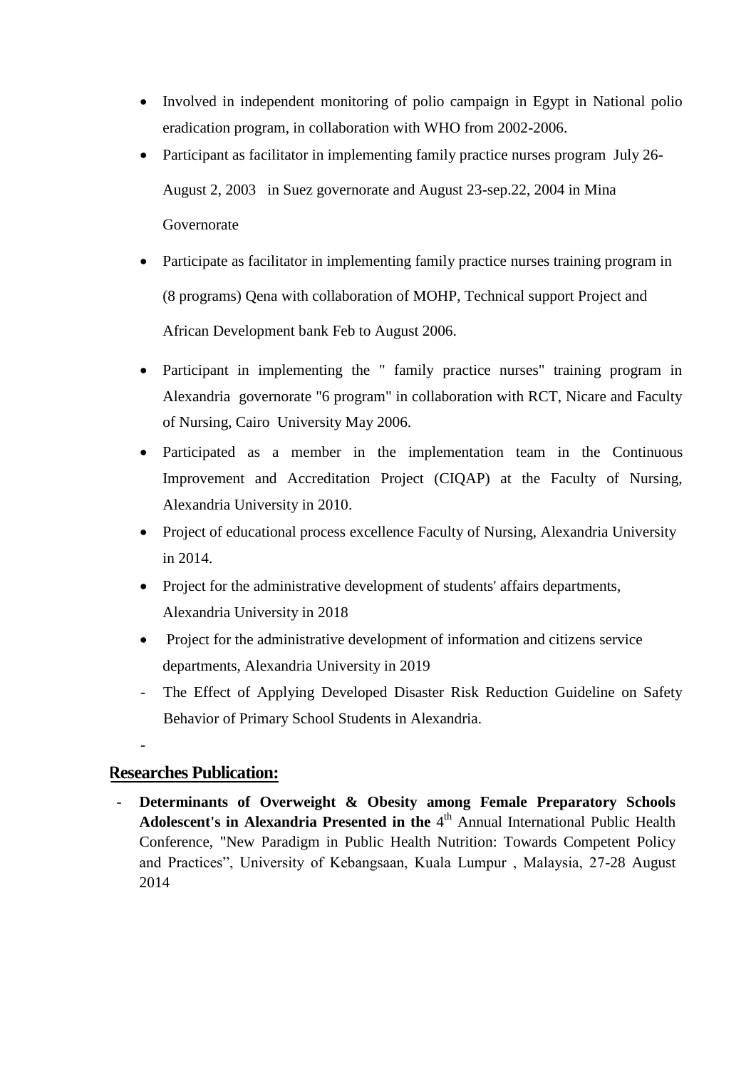- Involved in independent monitoring of polio campaign in Egypt in National polio eradication program, in collaboration with WHO from 2002-2006.
- Participant as facilitator in implementing family practice nurses program July 26-August 2, 2003 in Suez governorate and August 23-sep.22, 2004 in Mina Governorate
- Participate as facilitator in implementing family practice nurses training program in (8 programs) Qena with collaboration of MOHP, Technical support Project and African Development bank Feb to August 2006.
- Participant in implementing the " family practice nurses" training program in Alexandria governorate "6 program" in collaboration with RCT, Nicare and Faculty of Nursing, Cairo University May 2006.
- Participated as a member in the implementation team in the Continuous Improvement and Accreditation Project (CIQAP) at the Faculty of Nursing, Alexandria University in 2010.
- Project of educational process excellence Faculty of Nursing, Alexandria University in 2014.
- Project for the administrative development of students' affairs departments, Alexandria University in 2018
- Project for the administrative development of information and citizens service departments, Alexandria University in 2019

- The Effect of Applying Developed Disaster Risk Reduction Guideline on Safety Behavior of Primary School Students in Alexandria.
- 

## Researches Publication:

- **Determinants of Overweight & Obesity among Female Preparatory Schools Adolescent's in Alexandria Presented in the** 4th Annual International Public Health Conference, "New Paradigm in Public Health Nutrition: Towards Competent Policy and Practices", University of Kebangsaan, Kuala Lumpur , Malaysia, 27-28 August 2014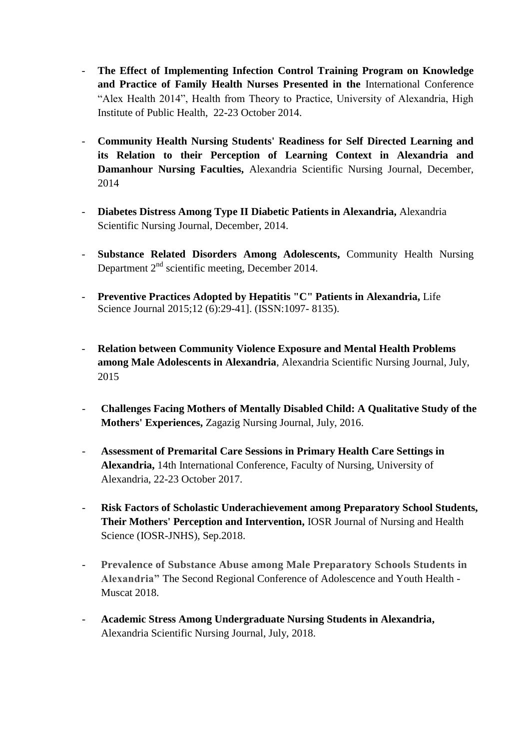- **The Effect of Implementing Infection Control Training Program on Knowledge and Practice of Family Health Nurses Presented in the** International Conference "Alex Health 2014", Health from Theory to Practice, University of Alexandria, High Institute of Public Health, 22-23 October 2014.

- **Community Health Nursing Students' Readiness for Self Directed Learning and its Relation to their Perception of Learning Context in Alexandria and Damanhour Nursing Faculties,** Alexandria Scientific Nursing Journal, December, 2014

- **Diabetes Distress Among Type II Diabetic Patients in Alexandria,** Alexandria Scientific Nursing Journal, December, 2014.

- **Substance Related Disorders Among Adolescents,** Community Health Nursing Department 2nd scientific meeting, December 2014.

- **Preventive Practices Adopted by Hepatitis "C" Patients in Alexandria,** Life Science Journal 2015;12 (6):29-41]. (ISSN:1097- 8135).

- **Relation between Community Violence Exposure and Mental Health Problems among Male Adolescents in Alexandria**, Alexandria Scientific Nursing Journal, July, 2015

- **Challenges Facing Mothers of Mentally Disabled Child: A Qualitative Study of the Mothers' Experiences,** Zagazig Nursing Journal, July, 2016.

- **Assessment of Premarital Care Sessions in Primary Health Care Settings in Alexandria,** 14th International Conference, Faculty of Nursing, University of Alexandria, 22-23 October 2017.

- **Risk Factors of Scholastic Underachievement among Preparatory School Students, Their Mothers' Perception and Intervention,** IOSR Journal of Nursing and Health Science (IOSR-JNHS), Sep.2018.

- **Prevalence of Substance Abuse among Male Preparatory Schools Students in Alexandria"** The Second Regional Conference of Adolescence and Youth Health - Muscat 2018.

- **Academic Stress Among Undergraduate Nursing Students in Alexandria,** Alexandria Scientific Nursing Journal, July, 2018.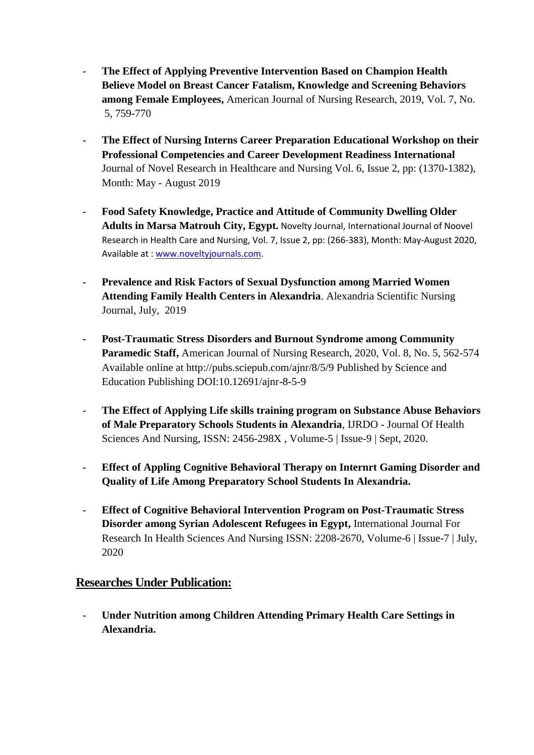- **The Effect of Applying Preventive Intervention Based on Champion Health Believe Model on Breast Cancer Fatalism, Knowledge and Screening Behaviors among Female Employees,** American Journal of Nursing Research, 2019, Vol. 7, No. 5, 759-770

- **The Effect of Nursing Interns Career Preparation Educational Workshop on their Professional Competencies and Career Development Readiness International** Journal of Novel Research in Healthcare and Nursing Vol. 6, Issue 2, pp: (1370-1382), Month: May - August 2019

- **Food Safety Knowledge, Practice and Attitude of Community Dwelling Older Adults in Marsa Matrouh City, Egypt.** Novelty Journal, International Journal of Noovel Research in Health Care and Nursing, Vol. 7, Issue 2, pp: (266-383), Month: May-August 2020, Available at : www.noveltyjournals.com.

- **Prevalence and Risk Factors of Sexual Dysfunction among Married Women Attending Family Health Centers in Alexandria**. Alexandria Scientific Nursing Journal, July, 2019

- **Post-Traumatic Stress Disorders and Burnout Syndrome among Community Paramedic Staff,** American Journal of Nursing Research, 2020, Vol. 8, No. 5, 562-574 Available online at http://pubs.sciepub.com/ajnr/8/5/9 Published by Science and Education Publishing DOI:10.12691/ajnr-8-5-9

- **The Effect of Applying Life skills training program on Substance Abuse Behaviors of Male Preparatory Schools Students in Alexandria**, IJRDO - Journal Of Health Sciences And Nursing, ISSN: 2456-298X , Volume-5 | Issue-9 | Sept, 2020.

- **Effect of Appling Cognitive Behavioral Therapy on Internrt Gaming Disorder and Quality of Life Among Preparatory School Students In Alexandria.**

- **Effect of Cognitive Behavioral Intervention Program on Post-Traumatic Stress Disorder among Syrian Adolescent Refugees in Egypt,** International Journal For Research In Health Sciences And Nursing ISSN: 2208-2670, Volume-6 | Issue-7 | July, 2020

## Researches Under Publication:

- **Under Nutrition among Children Attending Primary Health Care Settings in Alexandria.**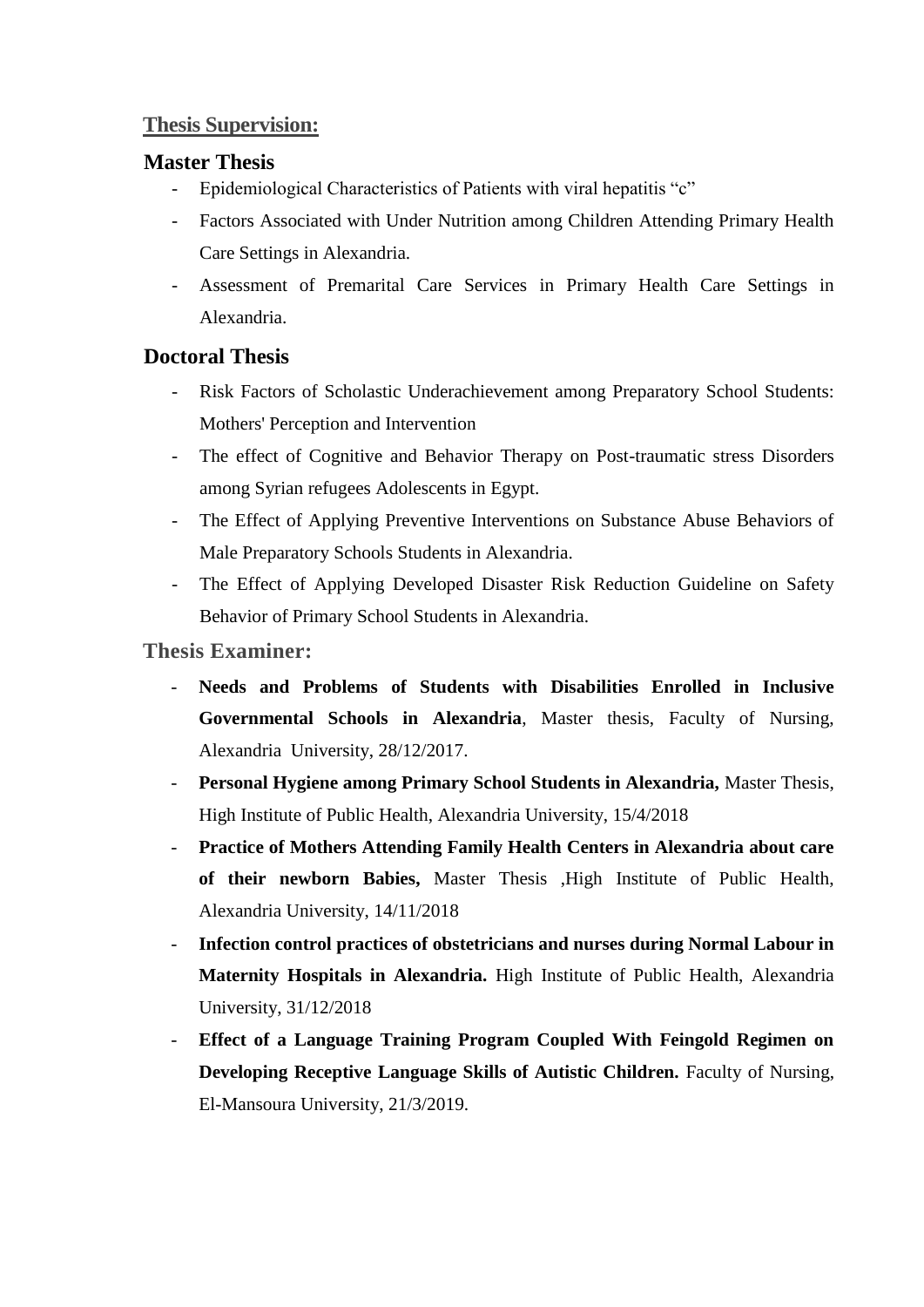## Thesis Supervision:

### Master Thesis

- Epidemiological Characteristics of Patients with viral hepatitis "c"
- Factors Associated with Under Nutrition among Children Attending Primary Health Care Settings in Alexandria.
- Assessment of Premarital Care Services in Primary Health Care Settings in Alexandria.

### Doctoral Thesis

- Risk Factors of Scholastic Underachievement among Preparatory School Students: Mothers' Perception and Intervention
- The effect of Cognitive and Behavior Therapy on Post-traumatic stress Disorders among Syrian refugees Adolescents in Egypt.
- The Effect of Applying Preventive Interventions on Substance Abuse Behaviors of Male Preparatory Schools Students in Alexandria.
- The Effect of Applying Developed Disaster Risk Reduction Guideline on Safety Behavior of Primary School Students in Alexandria.

## Thesis Examiner:

- **Needs and Problems of Students with Disabilities Enrolled in Inclusive Governmental Schools in Alexandria**, Master thesis, Faculty of Nursing, Alexandria University, 28/12/2017.
- **Personal Hygiene among Primary School Students in Alexandria,** Master Thesis, High Institute of Public Health, Alexandria University, 15/4/2018
- **Practice of Mothers Attending Family Health Centers in Alexandria about care of their newborn Babies,** Master Thesis ,High Institute of Public Health, Alexandria University, 14/11/2018
- **Infection control practices of obstetricians and nurses during Normal Labour in Maternity Hospitals in Alexandria.** High Institute of Public Health, Alexandria University, 31/12/2018
- **Effect of a Language Training Program Coupled With Feingold Regimen on Developing Receptive Language Skills of Autistic Children.** Faculty of Nursing, El-Mansoura University, 21/3/2019.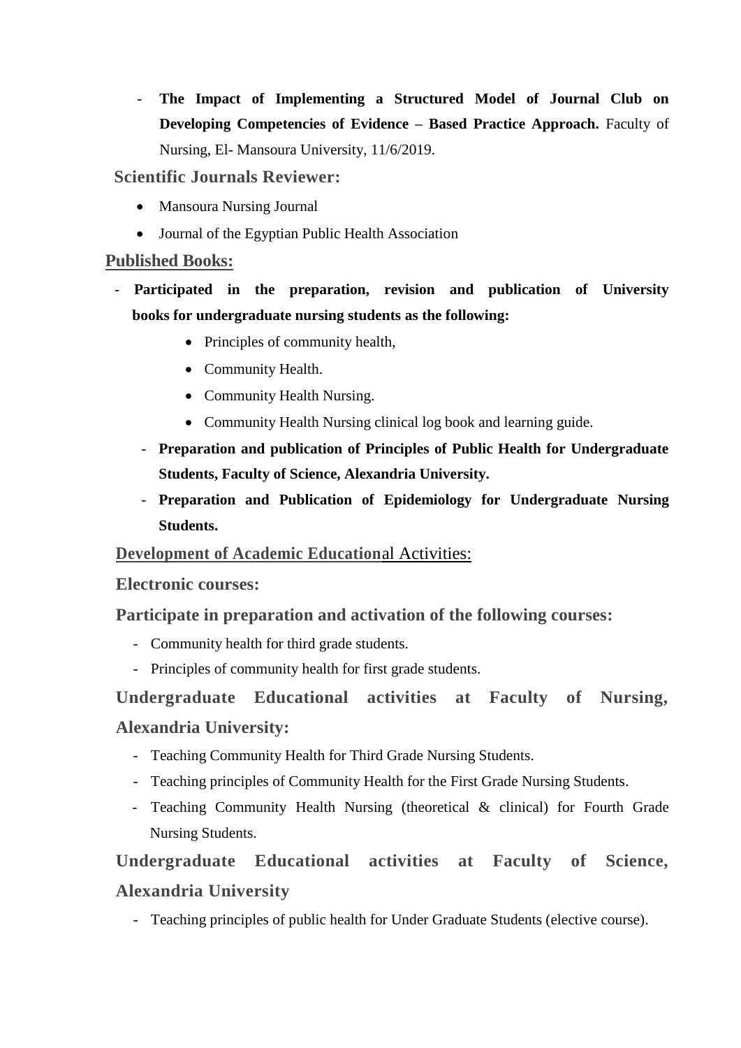- **The Impact of Implementing a Structured Model of Journal Club on Developing Competencies of Evidence – Based Practice Approach.** Faculty of Nursing, El- Mansoura University, 11/6/2019.

## Scientific Journals Reviewer:

- Mansoura Nursing Journal
- Journal of the Egyptian Public Health Association

## Published Books:

- **Participated in the preparation, revision and publication of University books for undergraduate nursing students as the following:**
    - Principles of community health,
    - Community Health.
    - Community Health Nursing.
    - Community Health Nursing clinical log book and learning guide.
- **Preparation and publication of Principles of Public Health for Undergraduate Students, Faculty of Science, Alexandria University.**
- **Preparation and Publication of Epidemiology for Undergraduate Nursing Students.**

## Development of Academic Educational Activities:

### Electronic courses:

### Participate in preparation and activation of the following courses:

- Community health for third grade students.
- Principles of community health for first grade students.

### Undergraduate Educational activities at Faculty of Nursing, Alexandria University:

- Teaching Community Health for Third Grade Nursing Students.
- Teaching principles of Community Health for the First Grade Nursing Students.
- Teaching Community Health Nursing (theoretical & clinical) for Fourth Grade Nursing Students.

### Undergraduate Educational activities at Faculty of Science, Alexandria University

- Teaching principles of public health for Under Graduate Students (elective course).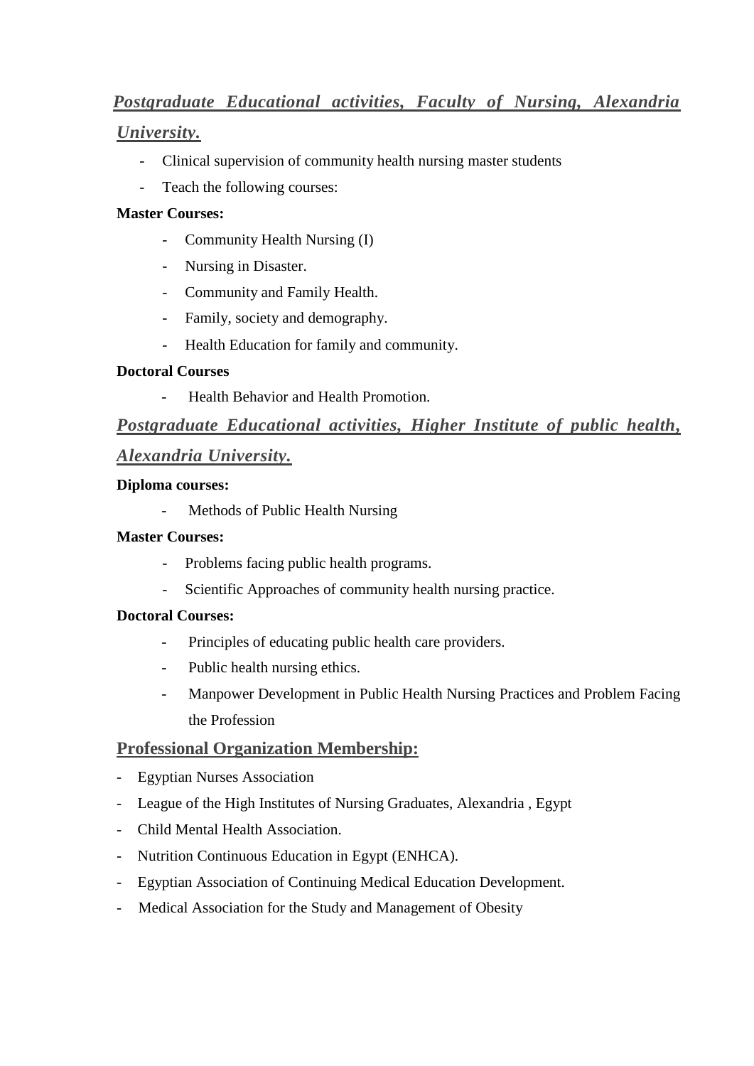## ***Postgraduate Educational activities, Faculty of Nursing, Alexandria University.***

- Clinical supervision of community health nursing master students
- Teach the following courses:

**Master Courses:**

- Community Health Nursing (I)
- Nursing in Disaster.
- Community and Family Health.
- Family, society and demography.
- Health Education for family and community.

**Doctoral Courses**

- Health Behavior and Health Promotion.

## ***Postgraduate Educational activities, Higher Institute of public health, Alexandria University.***

**Diploma courses:**

- Methods of Public Health Nursing

**Master Courses:**

- Problems facing public health programs.
- Scientific Approaches of community health nursing practice.

**Doctoral Courses:**

- Principles of educating public health care providers.
- Public health nursing ethics.
- Manpower Development in Public Health Nursing Practices and Problem Facing the Profession

## Professional Organization Membership:

- Egyptian Nurses Association
- League of the High Institutes of Nursing Graduates, Alexandria , Egypt
- Child Mental Health Association.
- Nutrition Continuous Education in Egypt (ENHCA).
- Egyptian Association of Continuing Medical Education Development.
- Medical Association for the Study and Management of Obesity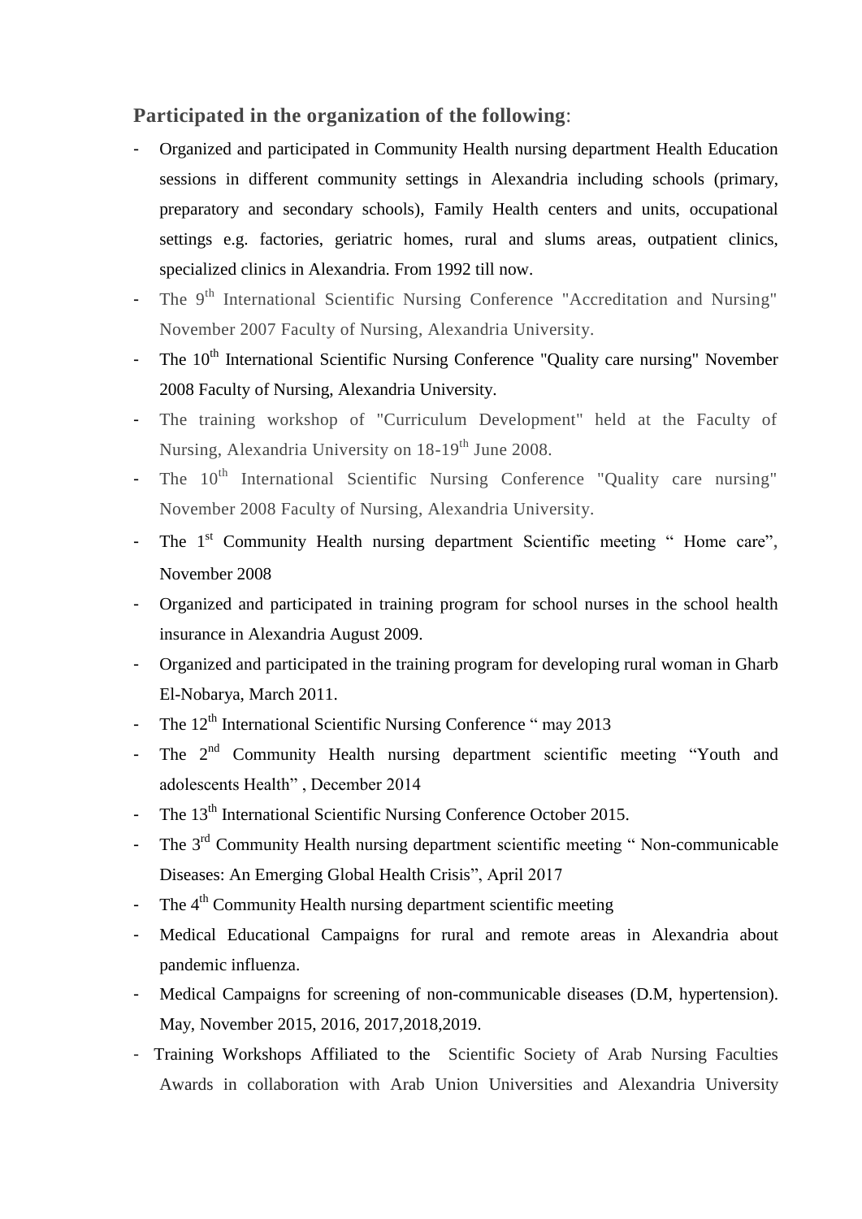**Participated in the organization of the following**:

- Organized and participated in Community Health nursing department Health Education sessions in different community settings in Alexandria including schools (primary, preparatory and secondary schools), Family Health centers and units, occupational settings e.g. factories, geriatric homes, rural and slums areas, outpatient clinics, specialized clinics in Alexandria. From 1992 till now.
- The 9th International Scientific Nursing Conference "Accreditation and Nursing" November 2007 Faculty of Nursing, Alexandria University.
- The 10th International Scientific Nursing Conference "Quality care nursing" November 2008 Faculty of Nursing, Alexandria University.
- The training workshop of "Curriculum Development" held at the Faculty of Nursing, Alexandria University on 18-19th June 2008.
- The 10th International Scientific Nursing Conference "Quality care nursing" November 2008 Faculty of Nursing, Alexandria University.
- The 1st Community Health nursing department Scientific meeting " Home care", November 2008
- Organized and participated in training program for school nurses in the school health insurance in Alexandria August 2009.
- Organized and participated in the training program for developing rural woman in Gharb El-Nobarya, March 2011.
- The 12th International Scientific Nursing Conference " may 2013
- The 2nd Community Health nursing department scientific meeting "Youth and adolescents Health" , December 2014
- The 13th International Scientific Nursing Conference October 2015.
- The 3rd Community Health nursing department scientific meeting " Non-communicable Diseases: An Emerging Global Health Crisis", April 2017
- The 4th Community Health nursing department scientific meeting
- Medical Educational Campaigns for rural and remote areas in Alexandria about pandemic influenza.
- Medical Campaigns for screening of non-communicable diseases (D.M, hypertension). May, November 2015, 2016, 2017,2018,2019.
- Training Workshops Affiliated to the Scientific Society of Arab Nursing Faculties Awards in collaboration with Arab Union Universities and Alexandria University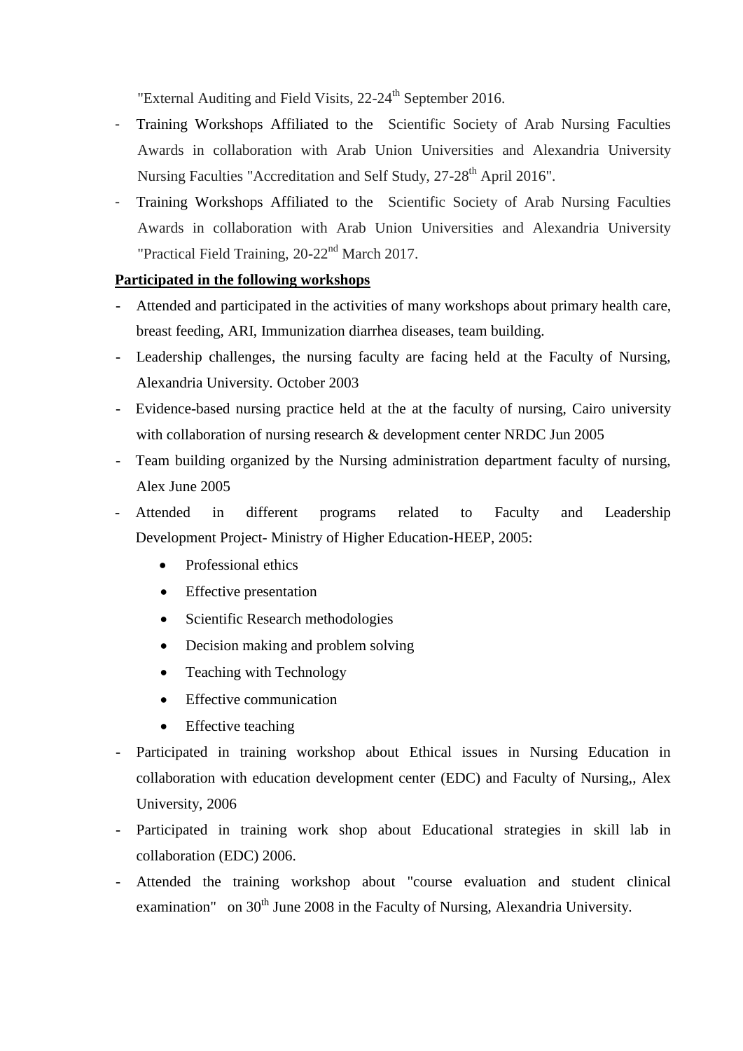"External Auditing and Field Visits, 22-24th September 2016.

- Training Workshops Affiliated to the Scientific Society of Arab Nursing Faculties Awards in collaboration with Arab Union Universities and Alexandria University Nursing Faculties "Accreditation and Self Study, 27-28th April 2016".
- Training Workshops Affiliated to the Scientific Society of Arab Nursing Faculties Awards in collaboration with Arab Union Universities and Alexandria University "Practical Field Training, 20-22nd March 2017.

**Participated in the following workshops**

- Attended and participated in the activities of many workshops about primary health care, breast feeding, ARI, Immunization diarrhea diseases, team building.
- Leadership challenges, the nursing faculty are facing held at the Faculty of Nursing, Alexandria University. October 2003
- Evidence-based nursing practice held at the at the faculty of nursing, Cairo university with collaboration of nursing research & development center NRDC Jun 2005
- Team building organized by the Nursing administration department faculty of nursing, Alex June 2005
- Attended in different programs related to Faculty and Leadership Development Project- Ministry of Higher Education-HEEP, 2005:
    - Professional ethics
    - Effective presentation
    - Scientific Research methodologies
    - Decision making and problem solving
    - Teaching with Technology
    - Effective communication
    - Effective teaching
- Participated in training workshop about Ethical issues in Nursing Education in collaboration with education development center (EDC) and Faculty of Nursing,, Alex University, 2006
- Participated in training work shop about Educational strategies in skill lab in collaboration (EDC) 2006.
- Attended the training workshop about "course evaluation and student clinical examination" on 30th June 2008 in the Faculty of Nursing, Alexandria University.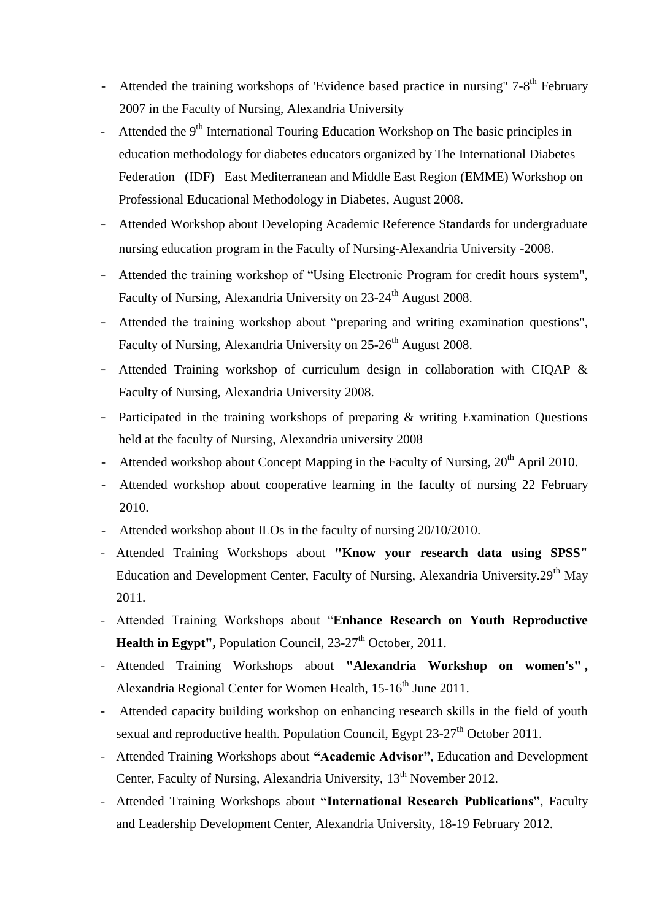- Attended the training workshops of 'Evidence based practice in nursing" 7-8th February 2007 in the Faculty of Nursing, Alexandria University
- Attended the 9th International Touring Education Workshop on The basic principles in education methodology for diabetes educators organized by The International Diabetes Federation (IDF) East Mediterranean and Middle East Region (EMME) Workshop on Professional Educational Methodology in Diabetes, August 2008.
- Attended Workshop about Developing Academic Reference Standards for undergraduate nursing education program in the Faculty of Nursing-Alexandria University -2008.
- Attended the training workshop of "Using Electronic Program for credit hours system", Faculty of Nursing, Alexandria University on 23-24th August 2008.
- Attended the training workshop about "preparing and writing examination questions", Faculty of Nursing, Alexandria University on 25-26th August 2008.
- Attended Training workshop of curriculum design in collaboration with CIQAP & Faculty of Nursing, Alexandria University 2008.
- Participated in the training workshops of preparing & writing Examination Questions held at the faculty of Nursing, Alexandria university 2008
- Attended workshop about Concept Mapping in the Faculty of Nursing, 20th April 2010.
- Attended workshop about cooperative learning in the faculty of nursing 22 February 2010.
- Attended workshop about ILOs in the faculty of nursing 20/10/2010.
- Attended Training Workshops about **"Know your research data using SPSS"** Education and Development Center, Faculty of Nursing, Alexandria University.29th May 2011.
- Attended Training Workshops about "**Enhance Research on Youth Reproductive Health in Egypt",** Population Council, 23-27th October, 2011.
- Attended Training Workshops about **"Alexandria Workshop on women's" ,** Alexandria Regional Center for Women Health, 15-16th June 2011.
- Attended capacity building workshop on enhancing research skills in the field of youth sexual and reproductive health. Population Council, Egypt 23-27th October 2011.
- Attended Training Workshops about **"Academic Advisor"**, Education and Development Center, Faculty of Nursing, Alexandria University, 13th November 2012.
- Attended Training Workshops about **"International Research Publications"**, Faculty and Leadership Development Center, Alexandria University, 18-19 February 2012.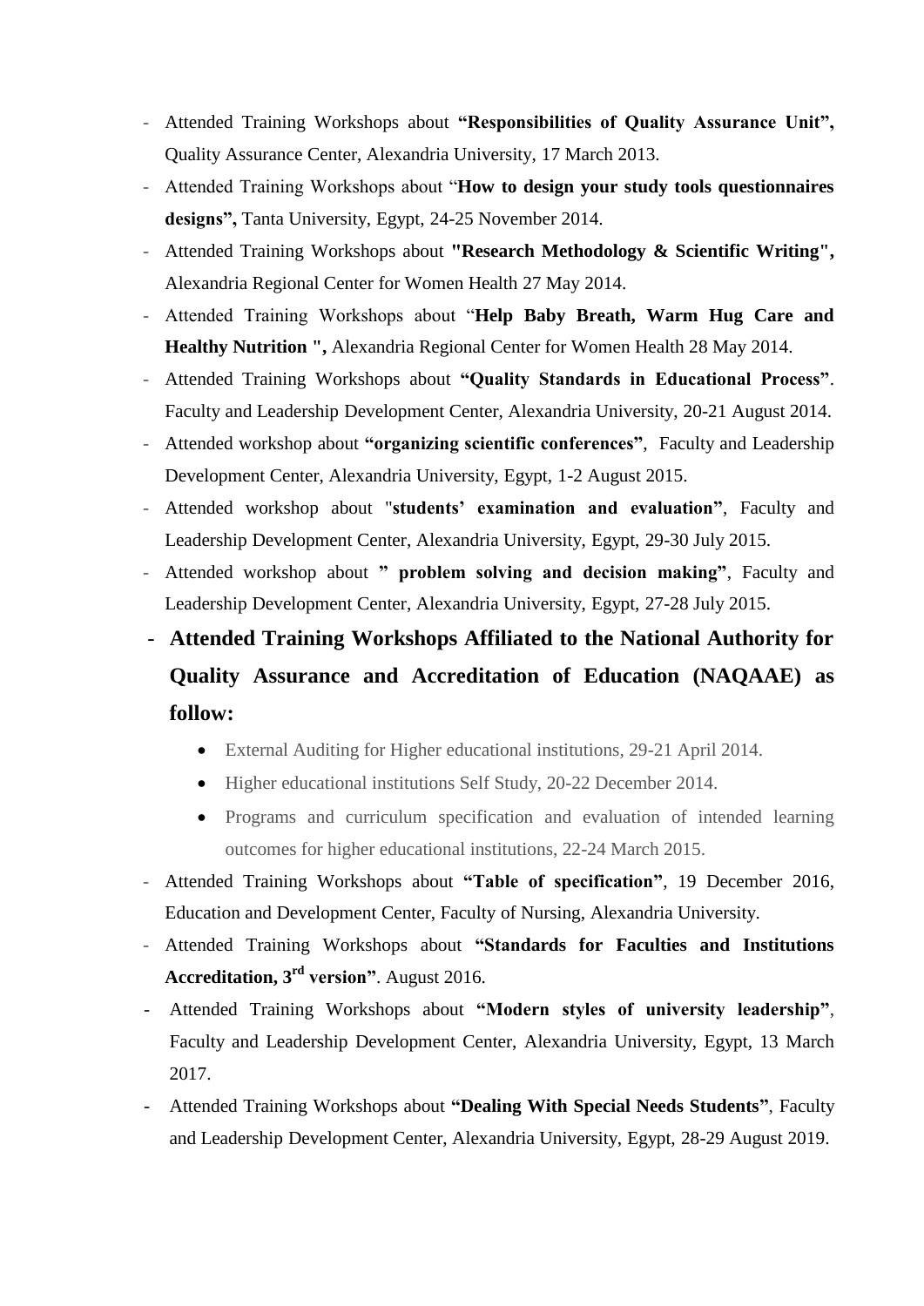- Attended Training Workshops about **"Responsibilities of Quality Assurance Unit",** Quality Assurance Center, Alexandria University, 17 March 2013.
- Attended Training Workshops about "**How to design your study tools questionnaires designs",** Tanta University, Egypt, 24-25 November 2014.
- Attended Training Workshops about **"Research Methodology & Scientific Writing",** Alexandria Regional Center for Women Health 27 May 2014.
- Attended Training Workshops about "**Help Baby Breath, Warm Hug Care and Healthy Nutrition ",** Alexandria Regional Center for Women Health 28 May 2014.
- Attended Training Workshops about **"Quality Standards in Educational Process"**. Faculty and Leadership Development Center, Alexandria University, 20-21 August 2014.
- Attended workshop about **"organizing scientific conferences"**, Faculty and Leadership Development Center, Alexandria University, Egypt, 1-2 August 2015.
- Attended workshop about "**students' examination and evaluation"**, Faculty and Leadership Development Center, Alexandria University, Egypt, 29-30 July 2015.
- Attended workshop about **" problem solving and decision making"**, Faculty and Leadership Development Center, Alexandria University, Egypt, 27-28 July 2015.
- **Attended Training Workshops Affiliated to the National Authority for Quality Assurance and Accreditation of Education (NAQAAE) as follow:**
  - External Auditing for Higher educational institutions, 29-21 April 2014.
  - Higher educational institutions Self Study, 20-22 December 2014.
  - Programs and curriculum specification and evaluation of intended learning outcomes for higher educational institutions, 22-24 March 2015.
- Attended Training Workshops about **"Table of specification"**, 19 December 2016, Education and Development Center, Faculty of Nursing, Alexandria University.
- Attended Training Workshops about **"Standards for Faculties and Institutions Accreditation, 3rd version"**. August 2016.
- Attended Training Workshops about **"Modern styles of university leadership"**, Faculty and Leadership Development Center, Alexandria University, Egypt, 13 March 2017.
- Attended Training Workshops about **"Dealing With Special Needs Students"**, Faculty and Leadership Development Center, Alexandria University, Egypt, 28-29 August 2019.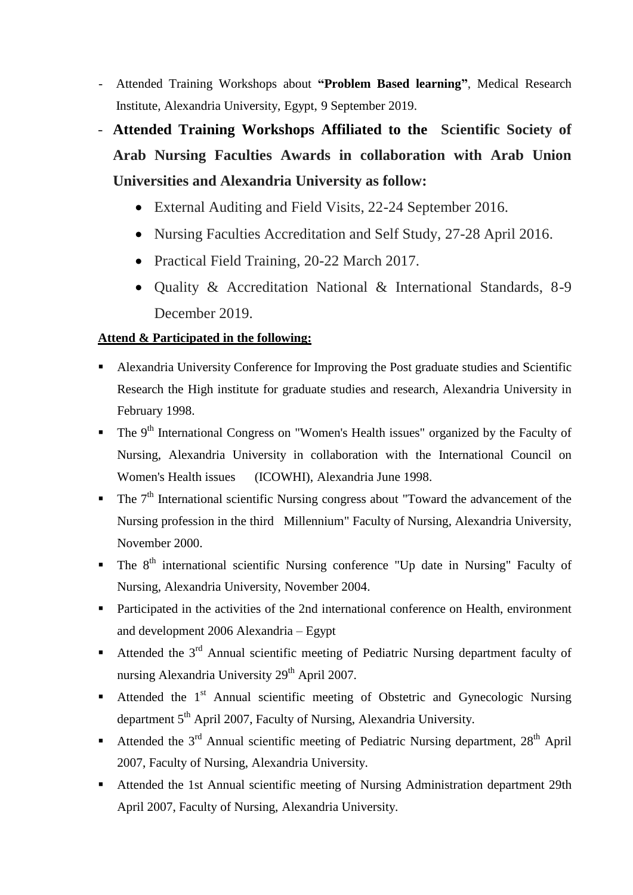- Attended Training Workshops about **"Problem Based learning"**, Medical Research Institute, Alexandria University, Egypt, 9 September 2019.
- **Attended Training Workshops Affiliated to the Scientific Society of Arab Nursing Faculties Awards in collaboration with Arab Union Universities and Alexandria University as follow:**
    - External Auditing and Field Visits, 22-24 September 2016.
    - Nursing Faculties Accreditation and Self Study, 27-28 April 2016.
    - Practical Field Training, 20-22 March 2017.
    - Quality & Accreditation National & International Standards, 8-9 December 2019.

**<u>Attend & Participated in the following:</u>**

- Alexandria University Conference for Improving the Post graduate studies and Scientific Research the High institute for graduate studies and research, Alexandria University in February 1998.
- The 9th International Congress on "Women's Health issues" organized by the Faculty of Nursing, Alexandria University in collaboration with the International Council on Women's Health issues (ICOWHI), Alexandria June 1998.
- The 7th International scientific Nursing congress about "Toward the advancement of the Nursing profession in the third Millennium" Faculty of Nursing, Alexandria University, November 2000.
- The 8th international scientific Nursing conference "Up date in Nursing" Faculty of Nursing, Alexandria University, November 2004.
- Participated in the activities of the 2nd international conference on Health, environment and development 2006 Alexandria – Egypt
- Attended the 3rd Annual scientific meeting of Pediatric Nursing department faculty of nursing Alexandria University 29th April 2007.
- Attended the 1st Annual scientific meeting of Obstetric and Gynecologic Nursing department 5th April 2007, Faculty of Nursing, Alexandria University.
- Attended the 3rd Annual scientific meeting of Pediatric Nursing department, 28th April 2007, Faculty of Nursing, Alexandria University.
- Attended the 1st Annual scientific meeting of Nursing Administration department 29th April 2007, Faculty of Nursing, Alexandria University.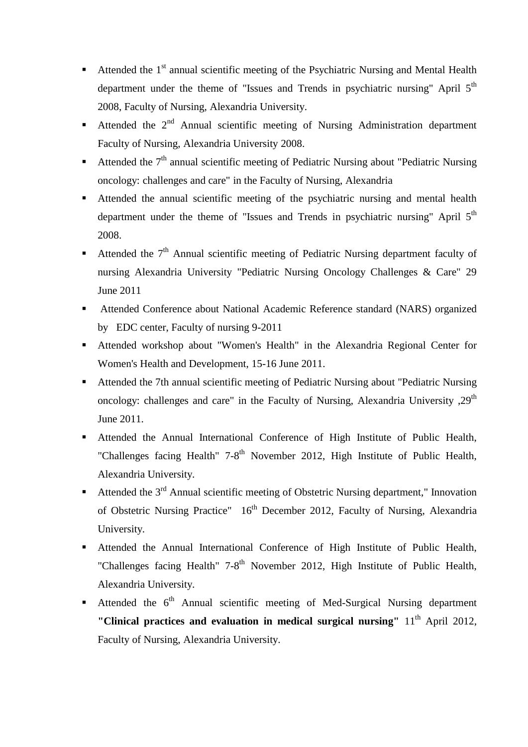- Attended the 1st annual scientific meeting of the Psychiatric Nursing and Mental Health department under the theme of "Issues and Trends in psychiatric nursing" April 5th 2008, Faculty of Nursing, Alexandria University.
- Attended the 2nd Annual scientific meeting of Nursing Administration department Faculty of Nursing, Alexandria University 2008.
- Attended the 7th annual scientific meeting of Pediatric Nursing about "Pediatric Nursing oncology: challenges and care" in the Faculty of Nursing, Alexandria
- Attended the annual scientific meeting of the psychiatric nursing and mental health department under the theme of "Issues and Trends in psychiatric nursing" April 5th 2008.
- Attended the 7th Annual scientific meeting of Pediatric Nursing department faculty of nursing Alexandria University "Pediatric Nursing Oncology Challenges & Care" 29 June 2011
- Attended Conference about National Academic Reference standard (NARS) organized by EDC center, Faculty of nursing 9-2011
- Attended workshop about "Women's Health" in the Alexandria Regional Center for Women's Health and Development, 15-16 June 2011.
- Attended the 7th annual scientific meeting of Pediatric Nursing about "Pediatric Nursing oncology: challenges and care" in the Faculty of Nursing, Alexandria University ,29th June 2011.
- Attended the Annual International Conference of High Institute of Public Health, "Challenges facing Health" 7-8th November 2012, High Institute of Public Health, Alexandria University.
- Attended the 3rd Annual scientific meeting of Obstetric Nursing department," Innovation of Obstetric Nursing Practice" 16th December 2012, Faculty of Nursing, Alexandria University.
- Attended the Annual International Conference of High Institute of Public Health, "Challenges facing Health" 7-8th November 2012, High Institute of Public Health, Alexandria University.
- Attended the 6th Annual scientific meeting of Med-Surgical Nursing department **"Clinical practices and evaluation in medical surgical nursing"** 11th April 2012, Faculty of Nursing, Alexandria University.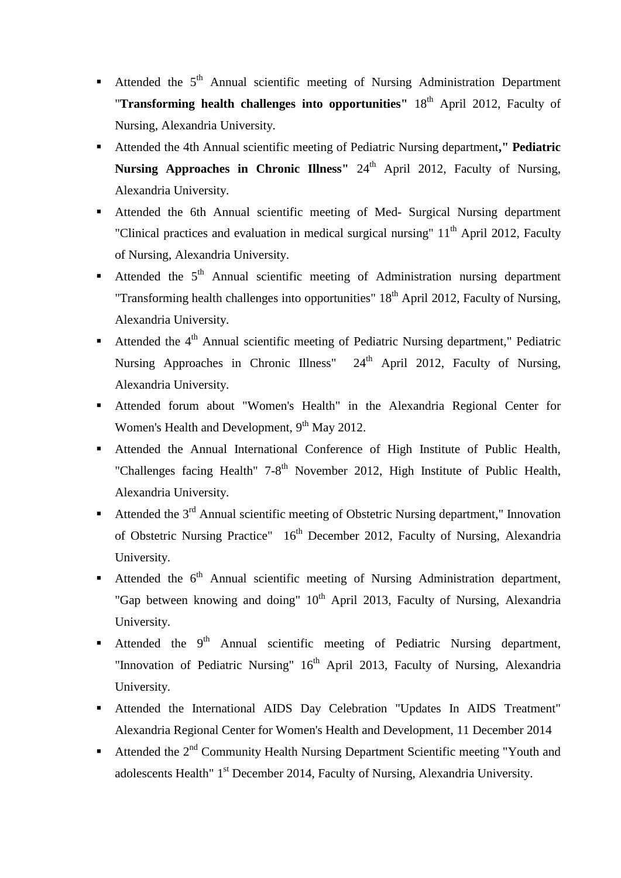- Attended the 5th Annual scientific meeting of Nursing Administration Department "**Transforming health challenges into opportunities"** 18th April 2012, Faculty of Nursing, Alexandria University.
- Attended the 4th Annual scientific meeting of Pediatric Nursing department**," Pediatric Nursing Approaches in Chronic Illness"** 24th April 2012, Faculty of Nursing, Alexandria University.
- Attended the 6th Annual scientific meeting of Med- Surgical Nursing department "Clinical practices and evaluation in medical surgical nursing" 11th April 2012, Faculty of Nursing, Alexandria University.
- Attended the 5th Annual scientific meeting of Administration nursing department "Transforming health challenges into opportunities" 18th April 2012, Faculty of Nursing, Alexandria University.
- Attended the 4th Annual scientific meeting of Pediatric Nursing department," Pediatric Nursing Approaches in Chronic Illness" 24th April 2012, Faculty of Nursing, Alexandria University.
- Attended forum about "Women's Health" in the Alexandria Regional Center for Women's Health and Development, 9th May 2012.
- Attended the Annual International Conference of High Institute of Public Health, "Challenges facing Health" 7-8th November 2012, High Institute of Public Health, Alexandria University.
- Attended the 3rd Annual scientific meeting of Obstetric Nursing department," Innovation of Obstetric Nursing Practice" 16th December 2012, Faculty of Nursing, Alexandria University.
- Attended the 6th Annual scientific meeting of Nursing Administration department, "Gap between knowing and doing" 10th April 2013, Faculty of Nursing, Alexandria University.
- Attended the 9th Annual scientific meeting of Pediatric Nursing department, "Innovation of Pediatric Nursing" 16th April 2013, Faculty of Nursing, Alexandria University.
- Attended the International AIDS Day Celebration "Updates In AIDS Treatment" Alexandria Regional Center for Women's Health and Development, 11 December 2014
- Attended the 2nd Community Health Nursing Department Scientific meeting "Youth and adolescents Health" 1st December 2014, Faculty of Nursing, Alexandria University.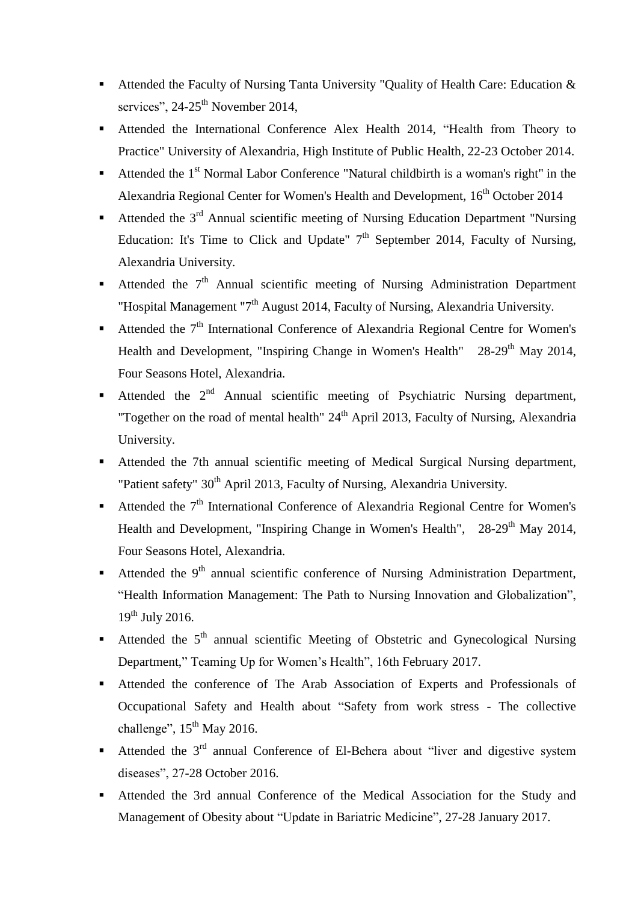- Attended the Faculty of Nursing Tanta University "Quality of Health Care: Education & services", 24-25th November 2014,
- Attended the International Conference Alex Health 2014, "Health from Theory to Practice" University of Alexandria, High Institute of Public Health, 22-23 October 2014.
- Attended the 1st Normal Labor Conference "Natural childbirth is a woman's right" in the Alexandria Regional Center for Women's Health and Development, 16th October 2014
- Attended the 3rd Annual scientific meeting of Nursing Education Department "Nursing Education: It's Time to Click and Update" 7th September 2014, Faculty of Nursing, Alexandria University.
- Attended the 7th Annual scientific meeting of Nursing Administration Department "Hospital Management "7th August 2014, Faculty of Nursing, Alexandria University.
- Attended the 7th International Conference of Alexandria Regional Centre for Women's Health and Development, "Inspiring Change in Women's Health" 28-29th May 2014, Four Seasons Hotel, Alexandria.
- Attended the 2nd Annual scientific meeting of Psychiatric Nursing department, "Together on the road of mental health" 24th April 2013, Faculty of Nursing, Alexandria University.
- Attended the 7th annual scientific meeting of Medical Surgical Nursing department, "Patient safety" 30th April 2013, Faculty of Nursing, Alexandria University.
- Attended the 7th International Conference of Alexandria Regional Centre for Women's Health and Development, "Inspiring Change in Women's Health", 28-29th May 2014, Four Seasons Hotel, Alexandria.
- Attended the 9th annual scientific conference of Nursing Administration Department, "Health Information Management: The Path to Nursing Innovation and Globalization", 19th July 2016.
- Attended the 5th annual scientific Meeting of Obstetric and Gynecological Nursing Department," Teaming Up for Women's Health", 16th February 2017.
- Attended the conference of The Arab Association of Experts and Professionals of Occupational Safety and Health about "Safety from work stress - The collective challenge", 15th May 2016.
- Attended the 3rd annual Conference of El-Behera about "liver and digestive system diseases", 27-28 October 2016.
- Attended the 3rd annual Conference of the Medical Association for the Study and Management of Obesity about "Update in Bariatric Medicine", 27-28 January 2017.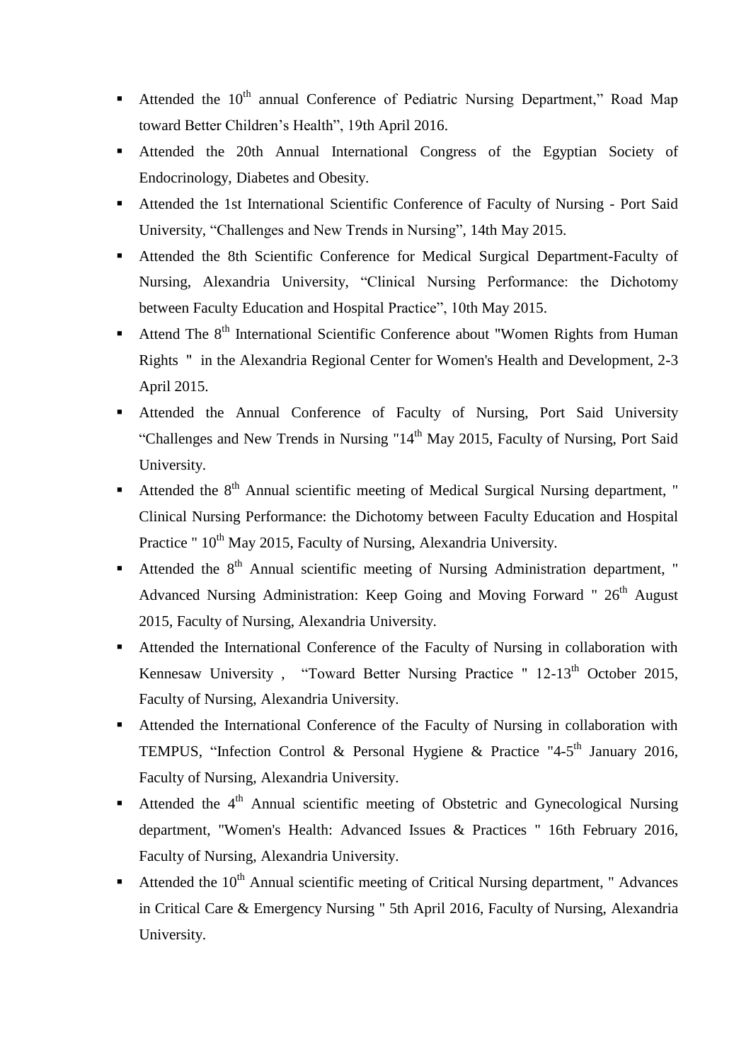- Attended the 10th annual Conference of Pediatric Nursing Department," Road Map toward Better Children's Health", 19th April 2016.
- Attended the 20th Annual International Congress of the Egyptian Society of Endocrinology, Diabetes and Obesity.
- Attended the 1st International Scientific Conference of Faculty of Nursing - Port Said University, "Challenges and New Trends in Nursing", 14th May 2015.
- Attended the 8th Scientific Conference for Medical Surgical Department-Faculty of Nursing, Alexandria University, "Clinical Nursing Performance: the Dichotomy between Faculty Education and Hospital Practice", 10th May 2015.
- Attend The 8th International Scientific Conference about "Women Rights from Human Rights " in the Alexandria Regional Center for Women's Health and Development, 2-3 April 2015.
- Attended the Annual Conference of Faculty of Nursing, Port Said University "Challenges and New Trends in Nursing "14th May 2015, Faculty of Nursing, Port Said University.
- Attended the 8th Annual scientific meeting of Medical Surgical Nursing department, " Clinical Nursing Performance: the Dichotomy between Faculty Education and Hospital Practice " 10th May 2015, Faculty of Nursing, Alexandria University.
- Attended the 8th Annual scientific meeting of Nursing Administration department, " Advanced Nursing Administration: Keep Going and Moving Forward " 26th August 2015, Faculty of Nursing, Alexandria University.
- Attended the International Conference of the Faculty of Nursing in collaboration with Kennesaw University , "Toward Better Nursing Practice " 12-13th October 2015, Faculty of Nursing, Alexandria University.
- Attended the International Conference of the Faculty of Nursing in collaboration with TEMPUS, "Infection Control & Personal Hygiene & Practice "4-5th January 2016, Faculty of Nursing, Alexandria University.
- Attended the 4th Annual scientific meeting of Obstetric and Gynecological Nursing department, "Women's Health: Advanced Issues & Practices " 16th February 2016, Faculty of Nursing, Alexandria University.
- Attended the 10th Annual scientific meeting of Critical Nursing department, " Advances in Critical Care & Emergency Nursing " 5th April 2016, Faculty of Nursing, Alexandria University.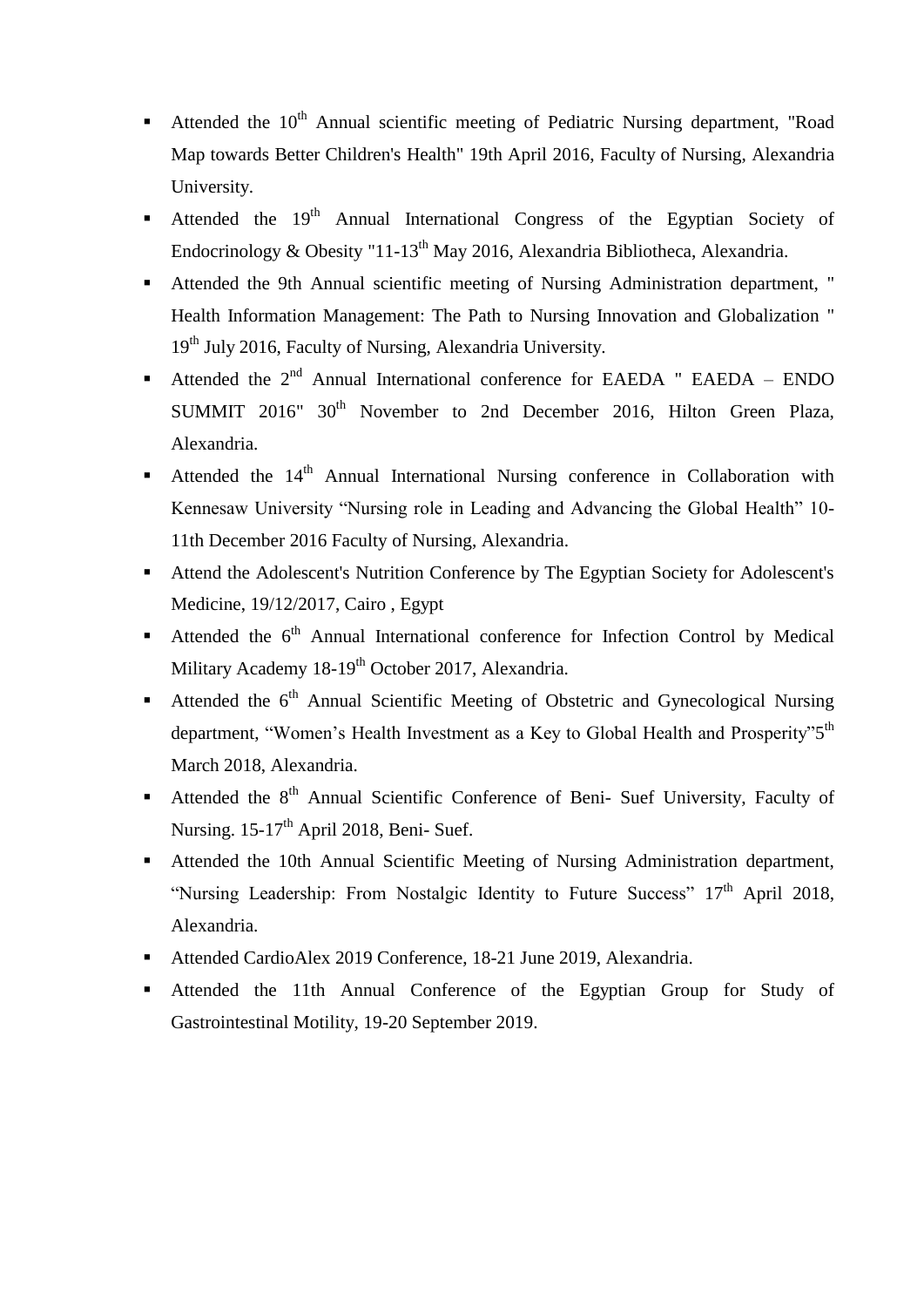- Attended the 10th Annual scientific meeting of Pediatric Nursing department, "Road Map towards Better Children's Health" 19th April 2016, Faculty of Nursing, Alexandria University.
- Attended the 19th Annual International Congress of the Egyptian Society of Endocrinology & Obesity "11-13th May 2016, Alexandria Bibliotheca, Alexandria.
- Attended the 9th Annual scientific meeting of Nursing Administration department, " Health Information Management: The Path to Nursing Innovation and Globalization " 19th July 2016, Faculty of Nursing, Alexandria University.
- Attended the 2nd Annual International conference for EAEDA " EAEDA – ENDO SUMMIT 2016" 30th November to 2nd December 2016, Hilton Green Plaza, Alexandria.
- Attended the 14th Annual International Nursing conference in Collaboration with Kennesaw University "Nursing role in Leading and Advancing the Global Health" 10-11th December 2016 Faculty of Nursing, Alexandria.
- Attend the Adolescent's Nutrition Conference by The Egyptian Society for Adolescent's Medicine, 19/12/2017, Cairo , Egypt
- Attended the 6th Annual International conference for Infection Control by Medical Military Academy 18-19th October 2017, Alexandria.
- Attended the 6th Annual Scientific Meeting of Obstetric and Gynecological Nursing department, "Women's Health Investment as a Key to Global Health and Prosperity"5th March 2018, Alexandria.
- Attended the 8th Annual Scientific Conference of Beni- Suef University, Faculty of Nursing. 15-17th April 2018, Beni- Suef.
- Attended the 10th Annual Scientific Meeting of Nursing Administration department, "Nursing Leadership: From Nostalgic Identity to Future Success" 17th April 2018, Alexandria.
- Attended CardioAlex 2019 Conference, 18-21 June 2019, Alexandria.
- Attended the 11th Annual Conference of the Egyptian Group for Study of Gastrointestinal Motility, 19-20 September 2019.